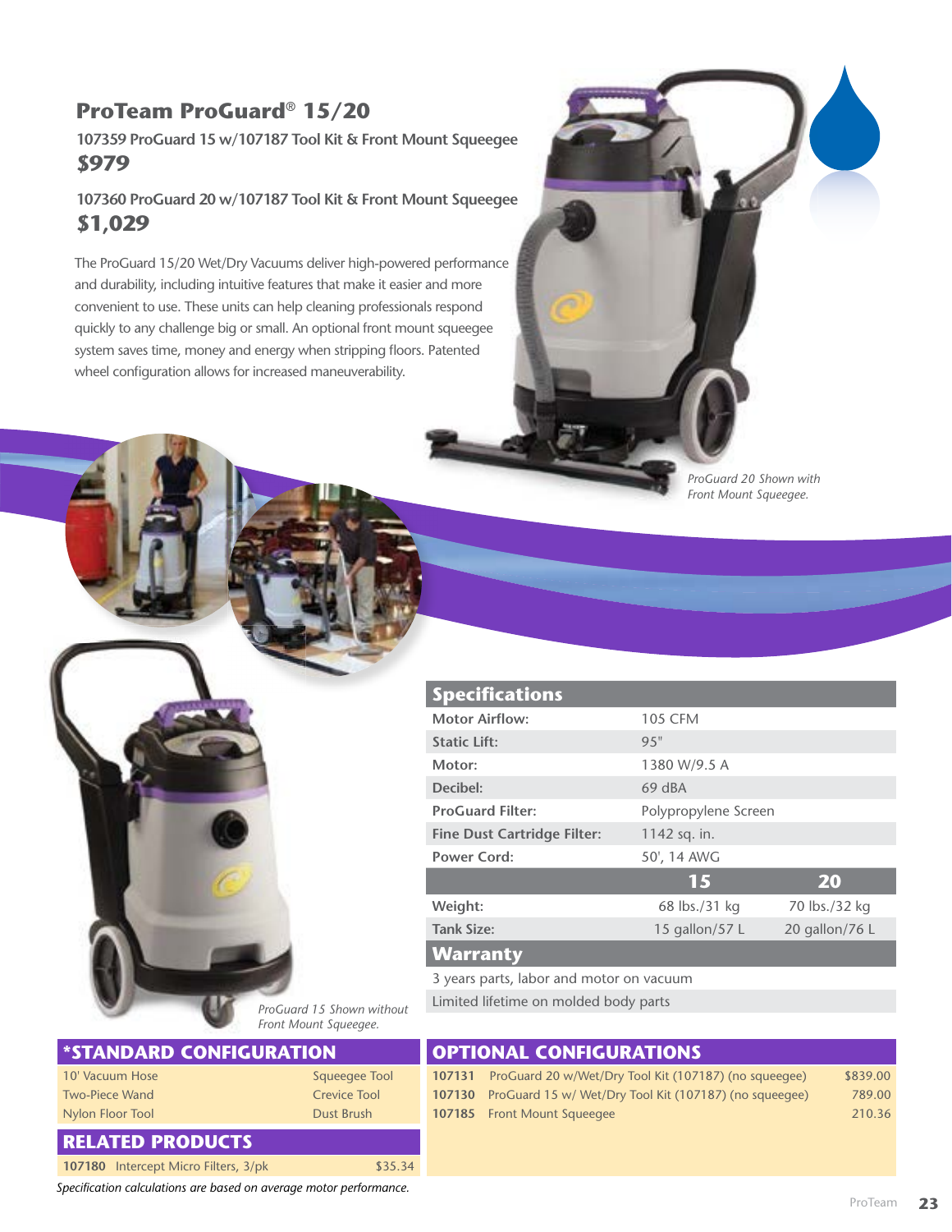# ProTeam ProGuard® 15/20

**107359 ProGuard 15 w/107187 Tool Kit & Front Mount Squeegee**
***$979***

**107360 ProGuard 20 w/107187 Tool Kit & Front Mount Squeegee**
***$1,029***

The ProGuard 15/20 Wet/Dry Vacuums deliver high-powered performance and durability, including intuitive features that make it easier and more convenient to use. These units can help cleaning professionals respond quickly to any challenge big or small. An optional front mount squeegee system saves time, money and energy when stripping floors. Patented wheel configuration allows for increased maneuverability.

*ProGuard 20 Shown with Front Mount Squeegee.*

*ProGuard 15 Shown without Front Mount Squeegee.*

## Specifications

| | | |
|---|---|---|
| **Motor Airflow:** | 105 CFM | |
| **Static Lift:** | 95" | |
| **Motor:** | 1380 W/9.5 A | |
| **Decibel:** | 69 dBA | |
| **ProGuard Filter:** | Polypropylene Screen | |
| **Fine Dust Cartridge Filter:** | 1142 sq. in. | |
| **Power Cord:** | 50', 14 AWG | |
| | **15** | **20** |
| **Weight:** | 68 lbs./31 kg | 70 lbs./32 kg |
| **Tank Size:** | 15 gallon/57 L | 20 gallon/76 L |

## Warranty

3 years parts, labor and motor on vacuum

Limited lifetime on molded body parts

## *STANDARD CONFIGURATION

| | |
|---|---|
| 10' Vacuum Hose | Squeegee Tool |
| Two-Piece Wand | Crevice Tool |
| Nylon Floor Tool | Dust Brush |

## RELATED PRODUCTS

| | | |
|---|---|---|
| **107180** | Intercept Micro Filters, 3/pk | $35.34 |

## OPTIONAL CONFIGURATIONS

| | | |
|---|---|---|
| **107131** | ProGuard 20 w/Wet/Dry Tool Kit (107187) (no squeegee) | $839.00 |
| **107130** | ProGuard 15 w/ Wet/Dry Tool Kit (107187) (no squeegee) | 789.00 |
| **107185** | Front Mount Squeegee | 210.36 |

*Specification calculations are based on average motor performance.*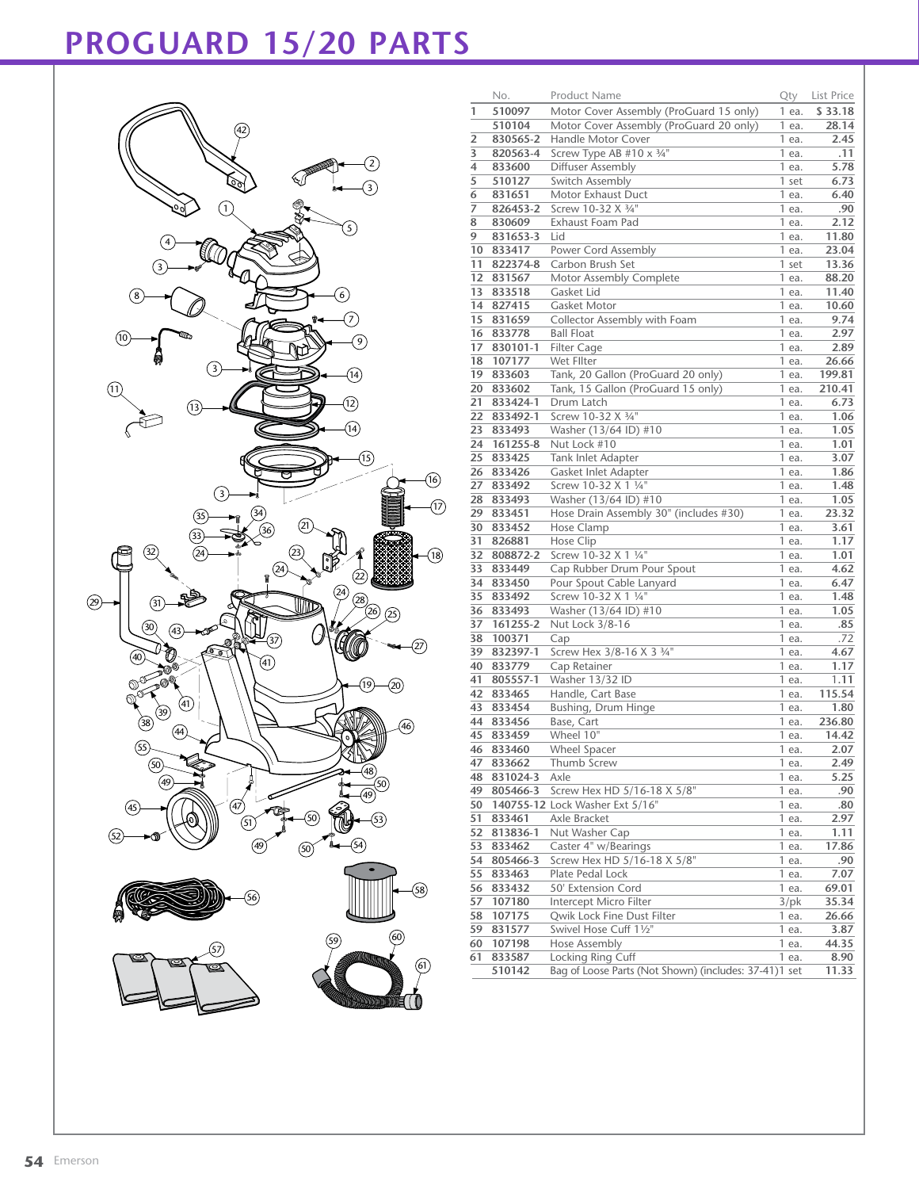# PROGUARD 15/20 PARTS

| | No. | Product Name | Qty | List Price |
|---|---|---|---|---|
| 1 | 510097 | Motor Cover Assembly (ProGuard 15 only) | 1 ea. | $ 33.18 |
| | 510104 | Motor Cover Assembly (ProGuard 20 only) | 1 ea. | 28.14 |
| 2 | 830565-2 | Handle Motor Cover | 1 ea. | 2.45 |
| 3 | 820563-4 | Screw Type AB #10 x ¾" | 1 ea. | .11 |
| 4 | 833600 | Diffuser Assembly | 1 ea. | 5.78 |
| 5 | 510127 | Switch Assembly | 1 set | 6.73 |
| 6 | 831651 | Motor Exhaust Duct | 1 ea. | 6.40 |
| 7 | 826453-2 | Screw 10-32 X ¾" | 1 ea. | .90 |
| 8 | 830609 | Exhaust Foam Pad | 1 ea. | 2.12 |
| 9 | 831653-3 | Lid | 1 ea. | 11.80 |
| 10 | 833417 | Power Cord Assembly | 1 ea. | 23.04 |
| 11 | 822374-8 | Carbon Brush Set | 1 set | 13.36 |
| 12 | 831567 | Motor Assembly Complete | 1 ea. | 88.20 |
| 13 | 833518 | Gasket Lid | 1 ea. | 11.40 |
| 14 | 827415 | Gasket Motor | 1 ea. | 10.60 |
| 15 | 831659 | Collector Assembly with Foam | 1 ea. | 9.74 |
| 16 | 833778 | Ball Float | 1 ea. | 2.97 |
| 17 | 830101-1 | Filter Cage | 1 ea. | 2.89 |
| 18 | 107177 | Wet FIlter | 1 ea. | 26.66 |
| 19 | 833603 | Tank, 20 Gallon (ProGuard 20 only) | 1 ea. | 199.81 |
| 20 | 833602 | Tank, 15 Gallon (ProGuard 15 only) | 1 ea. | 210.41 |
| 21 | 833424-1 | Drum Latch | 1 ea. | 6.73 |
| 22 | 833492-1 | Screw 10-32 X ¾" | 1 ea. | 1.06 |
| 23 | 833493 | Washer (13/64 ID) #10 | 1 ea. | 1.05 |
| 24 | 161255-8 | Nut Lock #10 | 1 ea. | 1.01 |
| 25 | 833425 | Tank Inlet Adapter | 1 ea. | 3.07 |
| 26 | 833426 | Gasket Inlet Adapter | 1 ea. | 1.86 |
| 27 | 833492 | Screw 10-32 X 1 ¼" | 1 ea. | 1.48 |
| 28 | 833493 | Washer (13/64 ID) #10 | 1 ea. | 1.05 |
| 29 | 833451 | Hose Drain Assembly 30" (includes #30) | 1 ea. | 23.32 |
| 30 | 833452 | Hose Clamp | 1 ea. | 3.61 |
| 31 | 826881 | Hose Clip | 1 ea. | 1.17 |
| 32 | 808872-2 | Screw 10-32 X 1 ¼" | 1 ea. | 1.01 |
| 33 | 833449 | Cap Rubber Drum Pour Spout | 1 ea. | 4.62 |
| 34 | 833450 | Pour Spout Cable Lanyard | 1 ea. | 6.47 |
| 35 | 833492 | Screw 10-32 X 1 ¼" | 1 ea. | 1.48 |
| 36 | 833493 | Washer (13/64 ID) #10 | 1 ea. | 1.05 |
| 37 | 161255-2 | Nut Lock 3/8-16 | 1 ea. | .85 |
| 38 | 100371 | Cap | 1 ea. | .72 |
| 39 | 832397-1 | Screw Hex 3/8-16 X 3 ¾" | 1 ea. | 4.67 |
| 40 | 833779 | Cap Retainer | 1 ea. | 1.17 |
| 41 | 805557-1 | Washer 13/32 ID | 1 ea. | 1.11 |
| 42 | 833465 | Handle, Cart Base | 1 ea. | 115.54 |
| 43 | 833454 | Bushing, Drum Hinge | 1 ea. | 1.80 |
| 44 | 833456 | Base, Cart | 1 ea. | 236.80 |
| 45 | 833459 | Wheel 10" | 1 ea. | 14.42 |
| 46 | 833460 | Wheel Spacer | 1 ea. | 2.07 |
| 47 | 833662 | Thumb Screw | 1 ea. | 2.49 |
| 48 | 831024-3 | Axle | 1 ea. | 5.25 |
| 49 | 805466-3 | Screw Hex HD 5/16-18 X 5/8" | 1 ea. | .90 |
| 50 | 140755-12 | Lock Washer Ext 5/16" | 1 ea. | .80 |
| 51 | 833461 | Axle Bracket | 1 ea. | 2.97 |
| 52 | 813836-1 | Nut Washer Cap | 1 ea. | 1.11 |
| 53 | 833462 | Caster 4" w/Bearings | 1 ea. | 17.86 |
| 54 | 805466-3 | Screw Hex HD 5/16-18 X 5/8" | 1 ea. | .90 |
| 55 | 833463 | Plate Pedal Lock | 1 ea. | 7.07 |
| 56 | 833432 | 50' Extension Cord | 1 ea. | 69.01 |
| 57 | 107180 | Intercept Micro Filter | 3/pk | 35.34 |
| 58 | 107175 | Qwik Lock Fine Dust Filter | 1 ea. | 26.66 |
| 59 | 831577 | Swivel Hose Cuff 1½" | 1 ea. | 3.87 |
| 60 | 107198 | Hose Assembly | 1 ea. | 44.35 |
| 61 | 833587 | Locking Ring Cuff | 1 ea. | 8.90 |
| | 510142 | Bag of Loose Parts (Not Shown) (includes: 37-41) | 1 set | 11.33 |